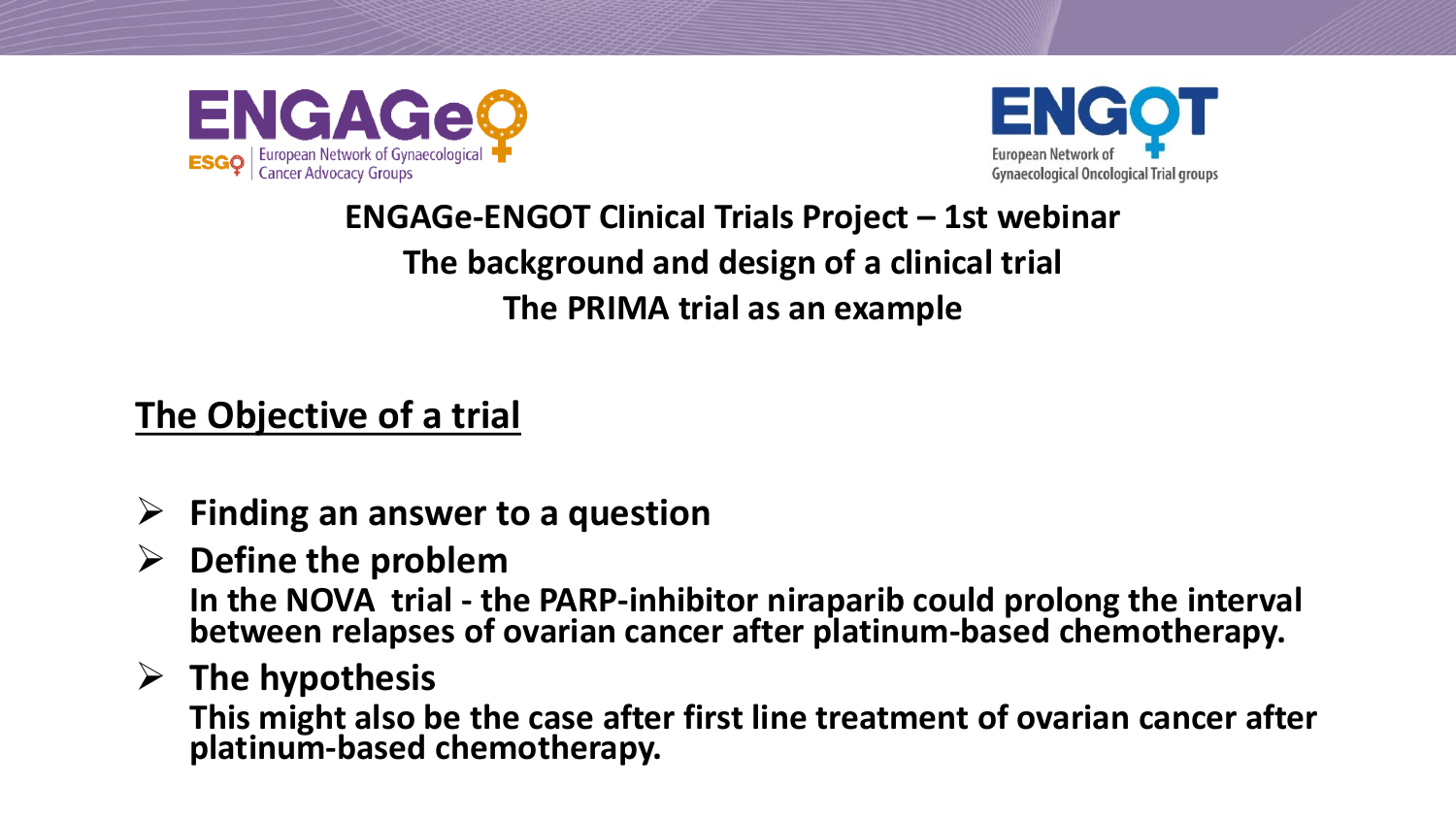ENGAGe – ESGO | European Network of Gynaecological Cancer Advocacy Groups

ENGOT – European Network of Gynaecological Oncological Trial groups

# ENGAGe-ENGOT Clinical Trials Project – 1st webinar
# The background and design of a clinical trial
# The PRIMA trial as an example

## The Objective of a trial

- **Finding an answer to a question**
- **Define the problem**
  **In the NOVA trial - the PARP-inhibitor niraparib could prolong the interval between relapses of ovarian cancer after platinum-based chemotherapy.**
- **The hypothesis**
  **This might also be the case after first line treatment of ovarian cancer after platinum-based chemotherapy.**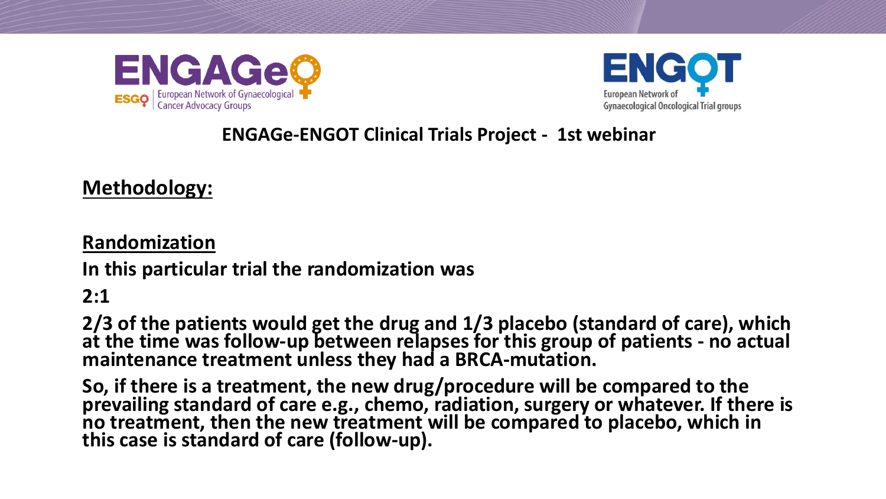**ENGAGe-ENGOT Clinical Trials Project - 1st webinar**

## Methodology:

### Randomization

**In this particular trial the randomization was**

**2:1**

**2/3 of the patients would get the drug and 1/3 placebo (standard of care), which at the time was follow-up between relapses for this group of patients - no actual maintenance treatment unless they had a BRCA-mutation.**

**So, if there is a treatment, the new drug/procedure will be compared to the prevailing standard of care e.g., chemo, radiation, surgery or whatever. If there is no treatment, then the new treatment will be compared to placebo, which in this case is standard of care (follow-up).**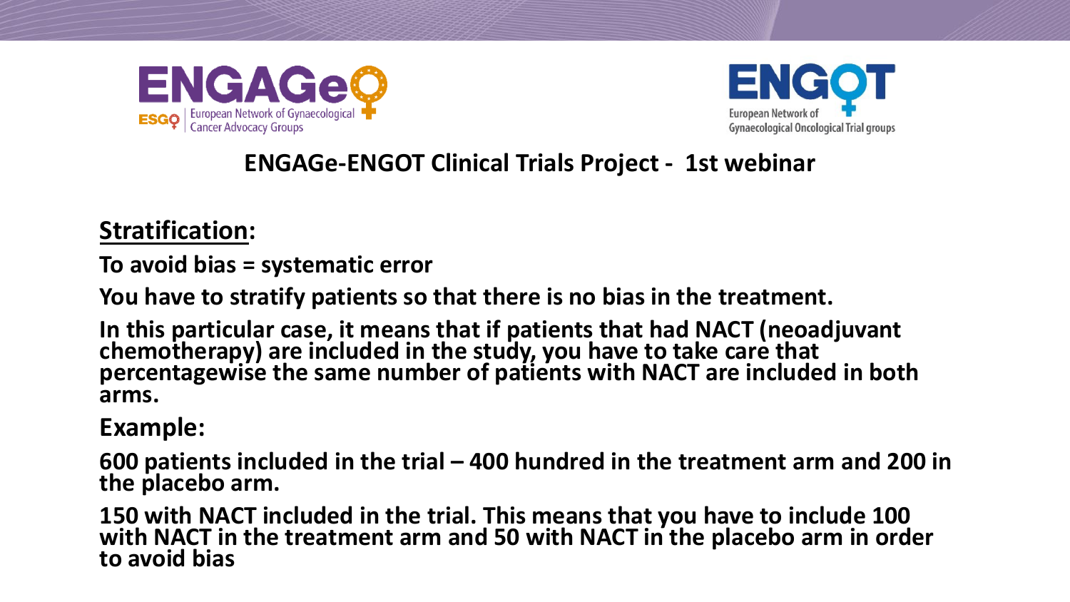## ENGAGe-ENGOT Clinical Trials Project - 1st webinar

**<u>Stratification</u>:**

**To avoid bias = systematic error**

**You have to stratify patients so that there is no bias in the treatment.**

**In this particular case, it means that if patients that had NACT (neoadjuvant chemotherapy) are included in the study, you have to take care that percentagewise the same number of patients with NACT are included in both arms.**

**Example:**

**600 patients included in the trial – 400 hundred in the treatment arm and 200 in the placebo arm.**

**150 with NACT included in the trial. This means that you have to include 100 with NACT in the treatment arm and 50 with NACT in the placebo arm in order to avoid bias**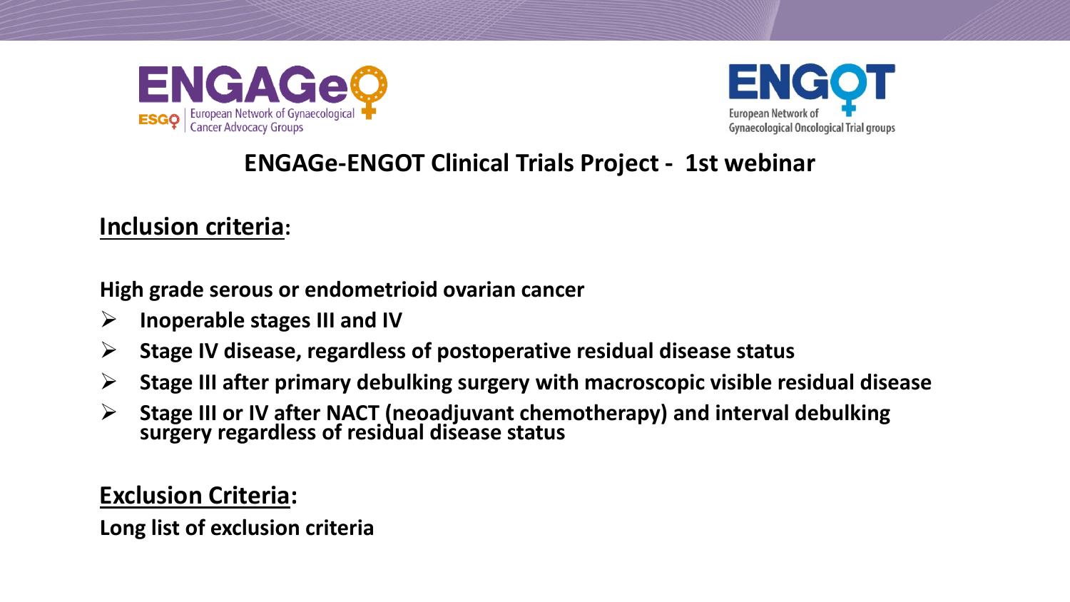## ENGAGe-ENGOT Clinical Trials Project - 1st webinar

**Inclusion criteria:**

**High grade serous or endometrioid ovarian cancer**

- **Inoperable stages III and IV**
- **Stage IV disease, regardless of postoperative residual disease status**
- **Stage III after primary debulking surgery with macroscopic visible residual disease**
- **Stage III or IV after NACT (neoadjuvant chemotherapy) and interval debulking surgery regardless of residual disease status**

**Exclusion Criteria:**

**Long list of exclusion criteria**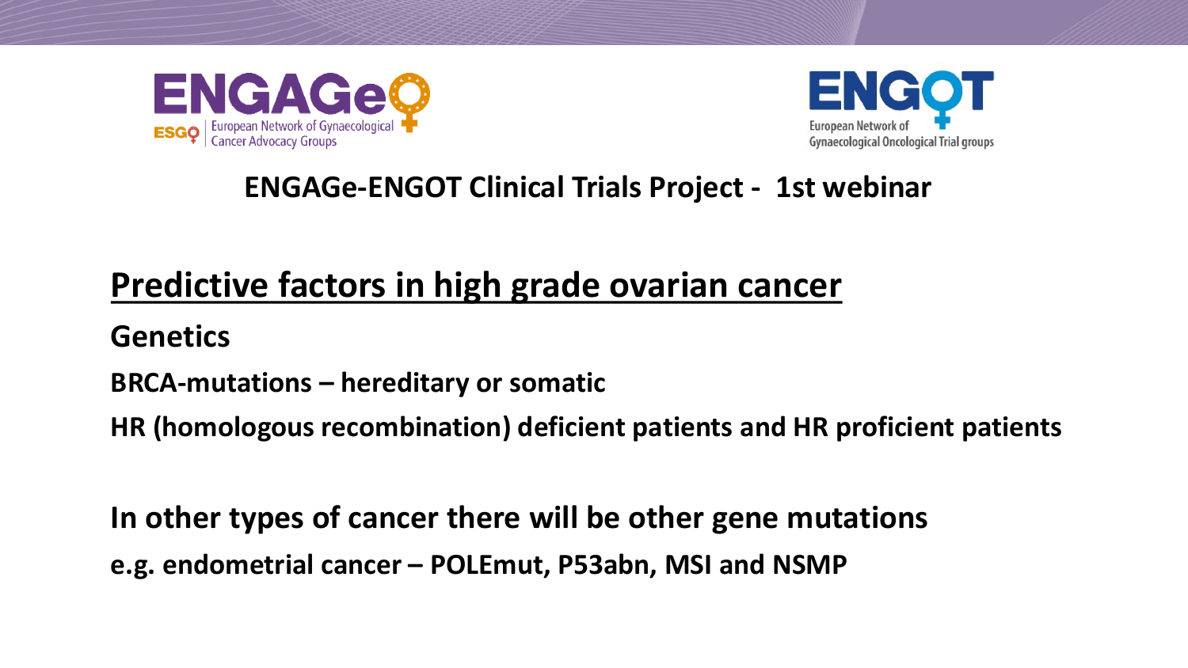ENGAGe – European Network of Gynaecological Cancer Advocacy Groups

ENGOT – European Network of Gynaecological Oncological Trial groups

**ENGAGe-ENGOT Clinical Trials Project - 1st webinar**

## Predictive factors in high grade ovarian cancer

**Genetics**

**BRCA-mutations – hereditary or somatic**

**HR (homologous recombination) deficient patients and HR proficient patients**

**In other types of cancer there will be other gene mutations**

**e.g. endometrial cancer – POLEmut, P53abn, MSI and NSMP**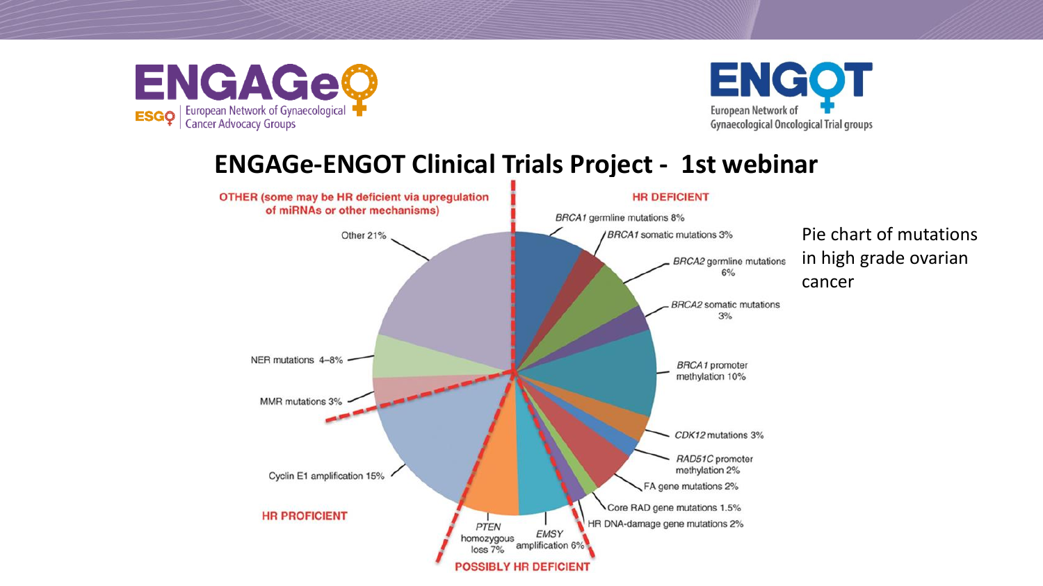## ENGAGe-ENGOT Clinical Trials Project - 1st webinar

**OTHER (some may be HR deficient via upregulation of miRNAs or other mechanisms)**

- Other 21%
- NER mutations 4–8%
- MMR mutations 3%

**HR DEFICIENT**

- *BRCA1* germline mutations 8%
- *BRCA1* somatic mutations 3%
- *BRCA2* germline mutations 6%
- *BRCA2* somatic mutations 3%
- *BRCA1* promoter methylation 10%
- *CDK12* mutations 3%
- *RAD51C* promoter methylation 2%
- FA gene mutations 2%
- Core RAD gene mutations 1.5%
- HR DNA-damage gene mutations 2%

**POSSIBLY HR DEFICIENT**

- *PTEN* homozygous loss 7%
- *EMSY* amplification 6%

**HR PROFICIENT**

- Cyclin E1 amplification 15%

Pie chart of mutations in high grade ovarian cancer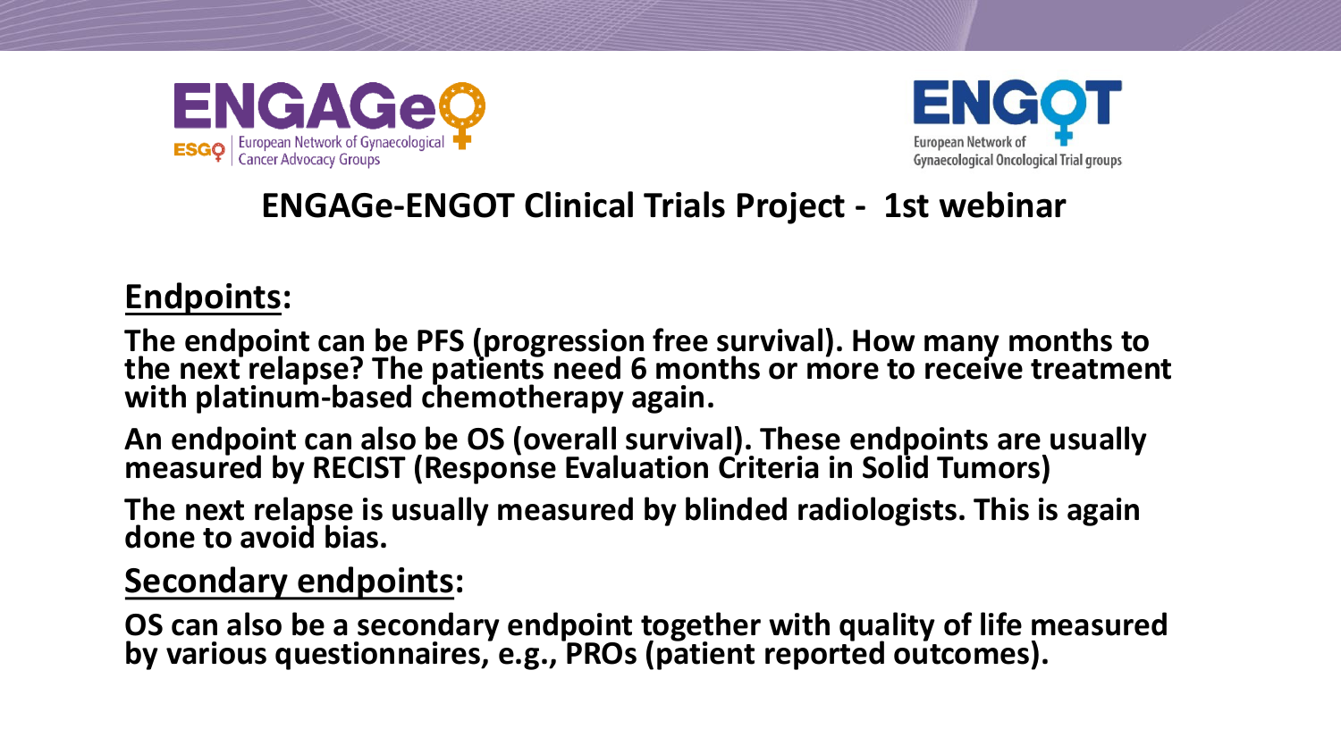## ENGAGe-ENGOT Clinical Trials Project - 1st webinar

**Endpoints:**

**The endpoint can be PFS (progression free survival). How many months to the next relapse? The patients need 6 months or more to receive treatment with platinum-based chemotherapy again.**

**An endpoint can also be OS (overall survival). These endpoints are usually measured by RECIST (Response Evaluation Criteria in Solid Tumors)**

**The next relapse is usually measured by blinded radiologists. This is again done to avoid bias.**

**Secondary endpoints:**

**OS can also be a secondary endpoint together with quality of life measured by various questionnaires, e.g., PROs (patient reported outcomes).**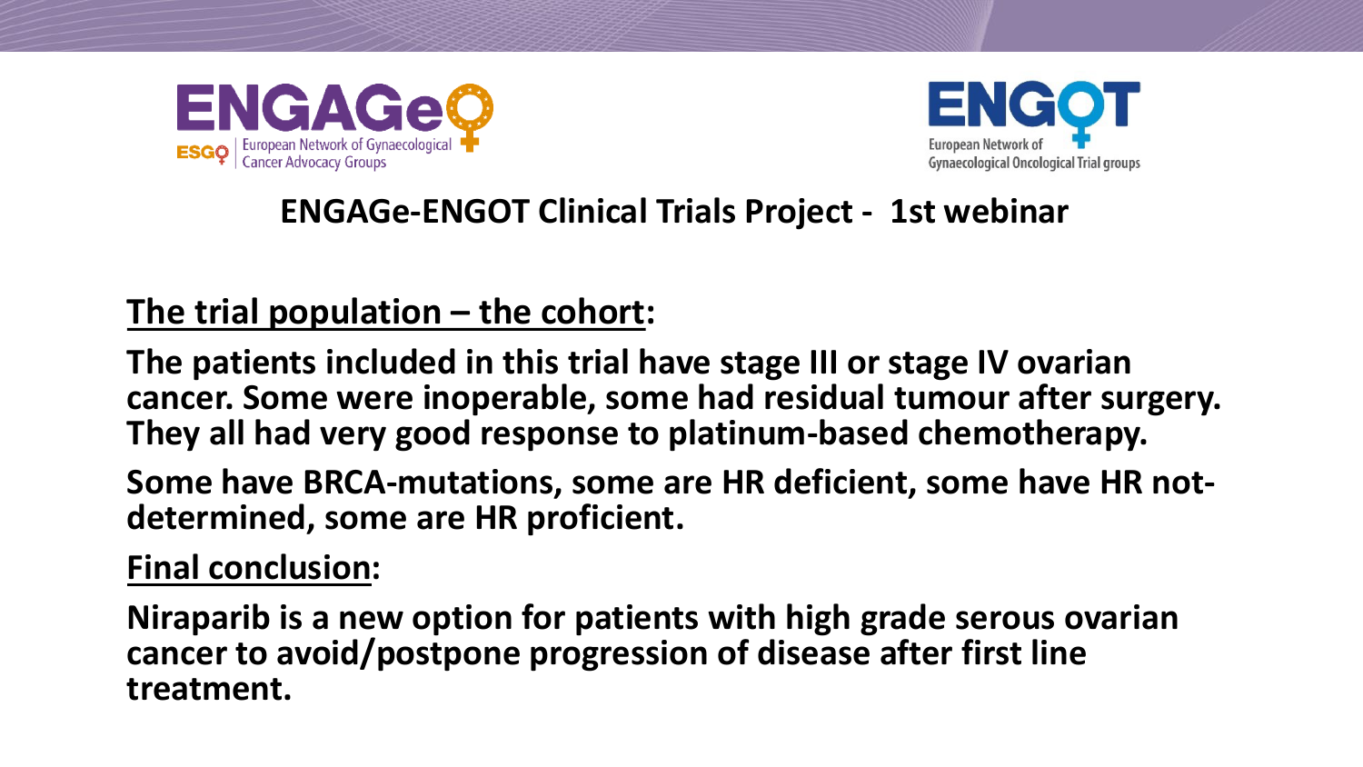ENGAGe — European Network of Gynaecological Cancer Advocacy Groups

ENGOT — European Network of Gynaecological Oncological Trial groups

## ENGAGe-ENGOT Clinical Trials Project - 1st webinar

**The trial population – the cohort:**

**The patients included in this trial have stage III or stage IV ovarian cancer. Some were inoperable, some had residual tumour after surgery. They all had very good response to platinum-based chemotherapy.**

**Some have BRCA-mutations, some are HR deficient, some have HR not-determined, some are HR proficient.**

**Final conclusion:**

**Niraparib is a new option for patients with high grade serous ovarian cancer to avoid/postpone progression of disease after first line treatment.**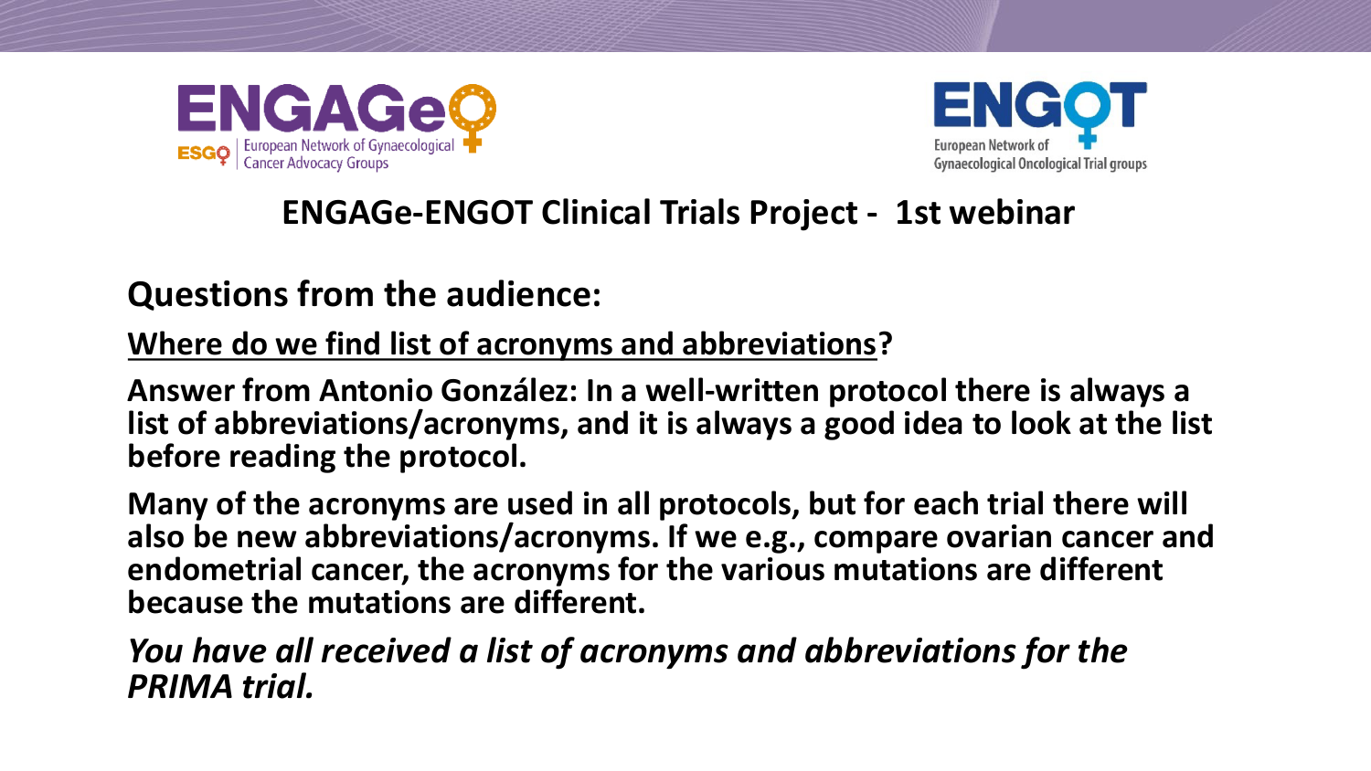## ENGAGe-ENGOT Clinical Trials Project - 1st webinar

### Questions from the audience:

**<u>Where do we find list of acronyms and abbreviations</u>?**

**Answer from Antonio González: In a well-written protocol there is always a list of abbreviations/acronyms, and it is always a good idea to look at the list before reading the protocol.**

**Many of the acronyms are used in all protocols, but for each trial there will also be new abbreviations/acronyms. If we e.g., compare ovarian cancer and endometrial cancer, the acronyms for the various mutations are different because the mutations are different.**

***You have all received a list of acronyms and abbreviations for the PRIMA trial.***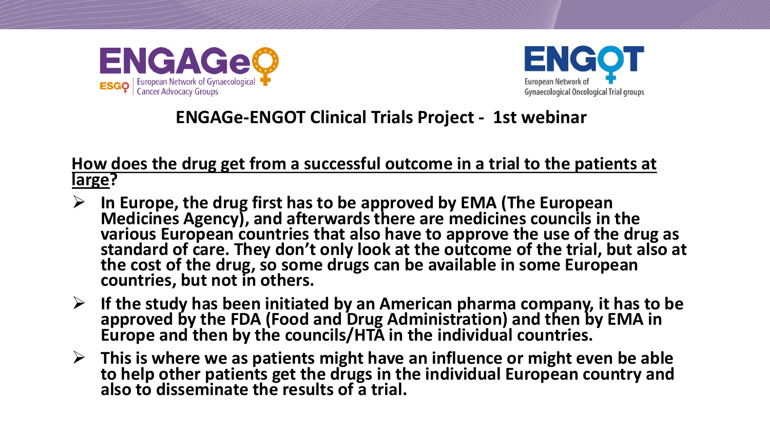ENGAGe – European Network of Gynaecological Cancer Advocacy Groups

ENGOT – European Network of Gynaecological Oncological Trial groups

## ENGAGe-ENGOT Clinical Trials Project - 1st webinar

**How does the drug get from a successful outcome in a trial to the patients at large?**

- **In Europe, the drug first has to be approved by EMA (The European Medicines Agency), and afterwards there are medicines councils in the various European countries that also have to approve the use of the drug as standard of care. They don't only look at the outcome of the trial, but also at the cost of the drug, so some drugs can be available in some European countries, but not in others.**
- **If the study has been initiated by an American pharma company, it has to be approved by the FDA (Food and Drug Administration) and then by EMA in Europe and then by the councils/HTA in the individual countries.**
- **This is where we as patients might have an influence or might even be able to help other patients get the drugs in the individual European country and also to disseminate the results of a trial.**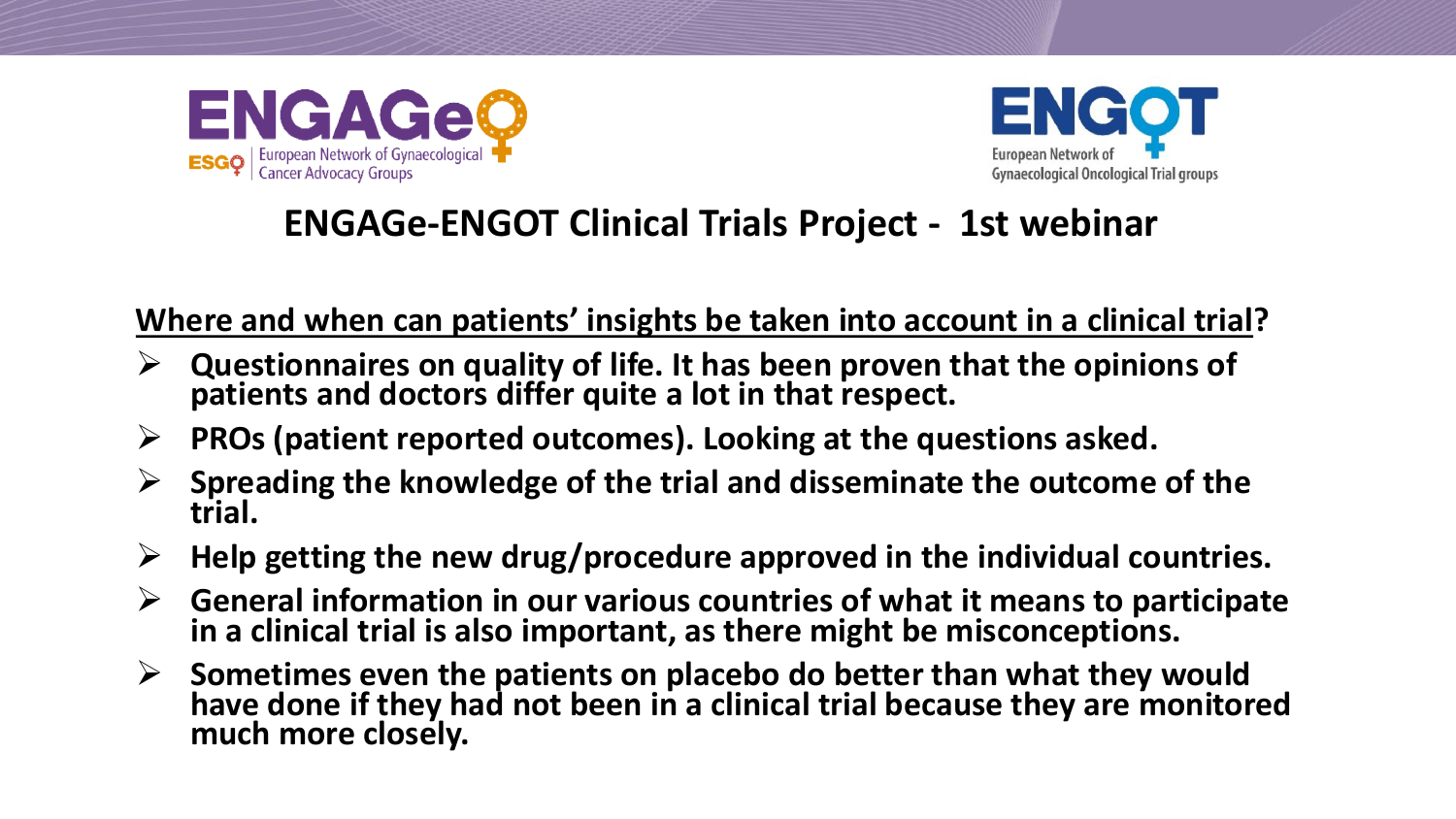ENGAGe – European Network of Gynaecological Cancer Advocacy Groups

ENGOT – European Network of Gynaecological Oncological Trial groups

## ENGAGe-ENGOT Clinical Trials Project - 1st webinar

**Where and when can patients' insights be taken into account in a clinical trial?**

- **Questionnaires on quality of life. It has been proven that the opinions of patients and doctors differ quite a lot in that respect.**
- **PROs (patient reported outcomes). Looking at the questions asked.**
- **Spreading the knowledge of the trial and disseminate the outcome of the trial.**
- **Help getting the new drug/procedure approved in the individual countries.**
- **General information in our various countries of what it means to participate in a clinical trial is also important, as there might be misconceptions.**
- **Sometimes even the patients on placebo do better than what they would have done if they had not been in a clinical trial because they are monitored much more closely.**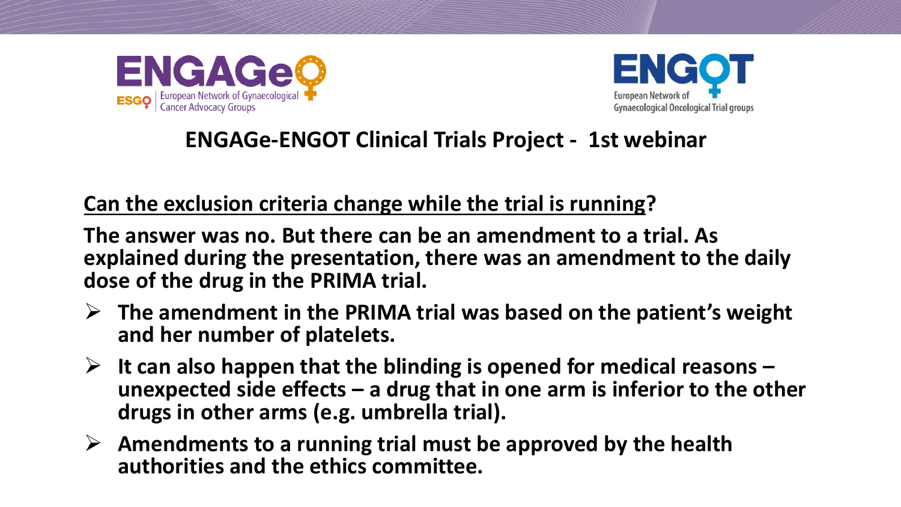## ENGAGe-ENGOT Clinical Trials Project - 1st webinar

**Can the exclusion criteria change while the trial is running?**

**The answer was no. But there can be an amendment to a trial. As explained during the presentation, there was an amendment to the daily dose of the drug in the PRIMA trial.**

- **The amendment in the PRIMA trial was based on the patient's weight and her number of platelets.**
- **It can also happen that the blinding is opened for medical reasons – unexpected side effects – a drug that in one arm is inferior to the other drugs in other arms (e.g. umbrella trial).**
- **Amendments to a running trial must be approved by the health authorities and the ethics committee.**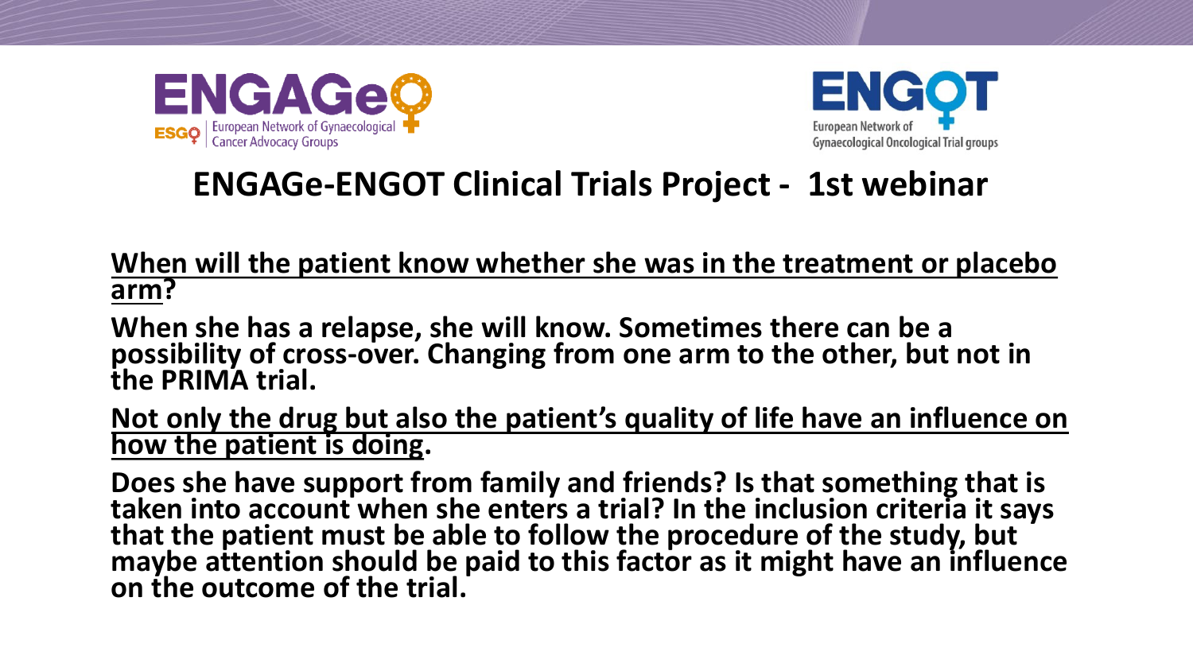# ENGAGe-ENGOT Clinical Trials Project - 1st webinar

**When will the patient know whether she was in the treatment or placebo arm?**

**When she has a relapse, she will know. Sometimes there can be a possibility of cross-over. Changing from one arm to the other, but not in the PRIMA trial.**

**Not only the drug but also the patient's quality of life have an influence on how the patient is doing.**

**Does she have support from family and friends? Is that something that is taken into account when she enters a trial? In the inclusion criteria it says that the patient must be able to follow the procedure of the study, but maybe attention should be paid to this factor as it might have an influence on the outcome of the trial.**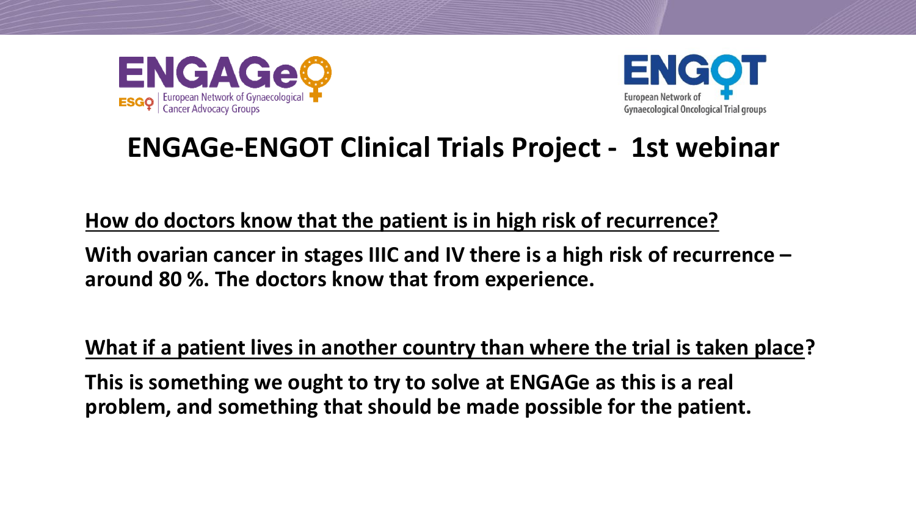ENGAGe European Network of Gynaecological Cancer Advocacy Groups

ENGOT European Network of Gynaecological Oncological Trial groups

# ENGAGe-ENGOT Clinical Trials Project - 1st webinar

**How do doctors know that the patient is in high risk of recurrence?**

**With ovarian cancer in stages IIIC and IV there is a high risk of recurrence – around 80 %. The doctors know that from experience.**

**What if a patient lives in another country than where the trial is taken place?**

**This is something we ought to try to solve at ENGAGe as this is a real problem, and something that should be made possible for the patient.**